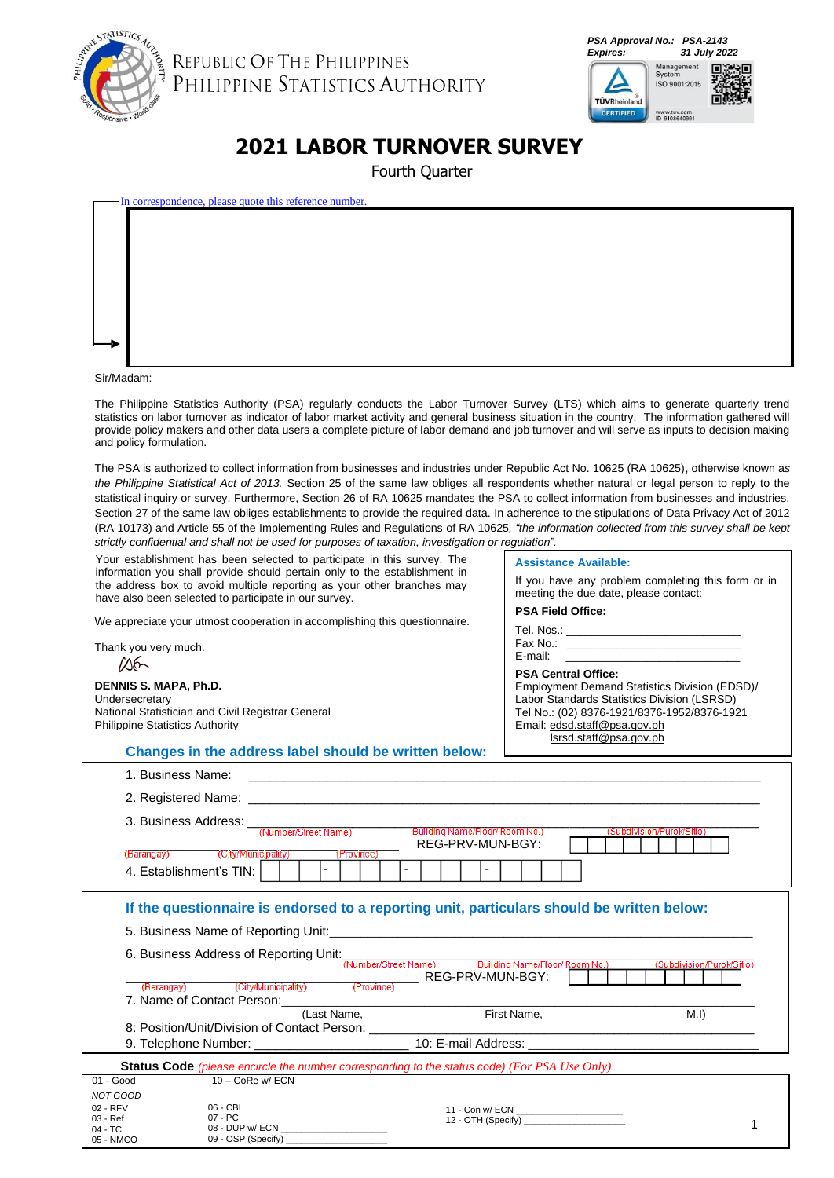REPUBLIC OF THE PHILIPPINES
PHILIPPINE STATISTICS AUTHORITY

*PSA Approval No.: PSA-2143*
*Expires: 31 July 2022*

# 2021 LABOR TURNOVER SURVEY

Fourth Quarter

In correspondence, please quote this reference number.

Sir/Madam:

The Philippine Statistics Authority (PSA) regularly conducts the Labor Turnover Survey (LTS) which aims to generate quarterly trend statistics on labor turnover as indicator of labor market activity and general business situation in the country. The information gathered will provide policy makers and other data users a complete picture of labor demand and job turnover and will serve as inputs to decision making and policy formulation.

The PSA is authorized to collect information from businesses and industries under Republic Act No. 10625 (RA 10625), otherwise known as *the Philippine Statistical Act of 2013.* Section 25 of the same law obliges all respondents whether natural or legal person to reply to the statistical inquiry or survey. Furthermore, Section 26 of RA 10625 mandates the PSA to collect information from businesses and industries. Section 27 of the same law obliges establishments to provide the required data. In adherence to the stipulations of Data Privacy Act of 2012 (RA 10173) and Article 55 of the Implementing Rules and Regulations of RA 10625, *"the information collected from this survey shall be kept strictly confidential and shall not be used for purposes of taxation, investigation or regulation".*

Your establishment has been selected to participate in this survey. The information you shall provide should pertain only to the establishment in the address box to avoid multiple reporting as your other branches may have also been selected to participate in our survey.

We appreciate your utmost cooperation in accomplishing this questionnaire.

Thank you very much.

**DENNIS S. MAPA, Ph.D.**
Undersecretary
National Statistician and Civil Registrar General
Philippine Statistics Authority

**Assistance Available:**

If you have any problem completing this form or in meeting the due date, please contact:

**PSA Field Office:**

Tel. Nos.: ____________________________
Fax No.: ____________________________
E-mail: ____________________________

**PSA Central Office:**
Employment Demand Statistics Division (EDSD)/
Labor Standards Statistics Division (LSRSD)
Tel No.: (02) 8376-1921/8376-1952/8376-1921
Email: edsd.staff@psa.gov.ph
lsrsd.staff@psa.gov.ph

## Changes in the address label should be written below:

1. Business Name: ____________________________________________
2. Registered Name: ____________________________________________
3. Business Address: ____________________________________________
   (Number/Street Name) (Building Name/Floor/ Room No.) (Subdivision/Purok/Sitio)
   (Barangay) (City/Municipality) (Province) REG-PRV-MUN-BGY: [ | | | | | | | | ]
4. Establishment's TIN: [ | | ] - [ | | ] - [ | | ] - [ | | | | ]

## If the questionnaire is endorsed to a reporting unit, particulars should be written below:

5. Business Name of Reporting Unit: ____________________________________________
6. Business Address of Reporting Unit: ____________________________________________
   (Number/Street Name) (Building Name/Floor/ Room No.) (Subdivision/Purok/Sitio)
   (Barangay) (City/Municipality) (Province) REG-PRV-MUN-BGY: [ | | | | | | | | ]
7. Name of Contact Person: ____________________________________________
   (Last Name, First Name, M.I)
8: Position/Unit/Division of Contact Person: ____________________________________________
9. Telephone Number: ____________________ 10: E-mail Address: ____________________

**Status Code** *(please encircle the number corresponding to the status code) (For PSA Use Only)*

| | | |
|---|---|---|
| 01 - Good | 10 – CoRe w/ ECN | |
| *NOT GOOD* | | |
| 02 - RFV | 06 - CBL | 11 - Con w/ ECN ____________ |
| 03 - Ref | 07 - PC | 12 - OTH (Specify) ____________ |
| 04 - TC | 08 - DUP w/ ECN ____________ | |
| 05 - NMCO | 09 - OSP (Specify) ____________ | |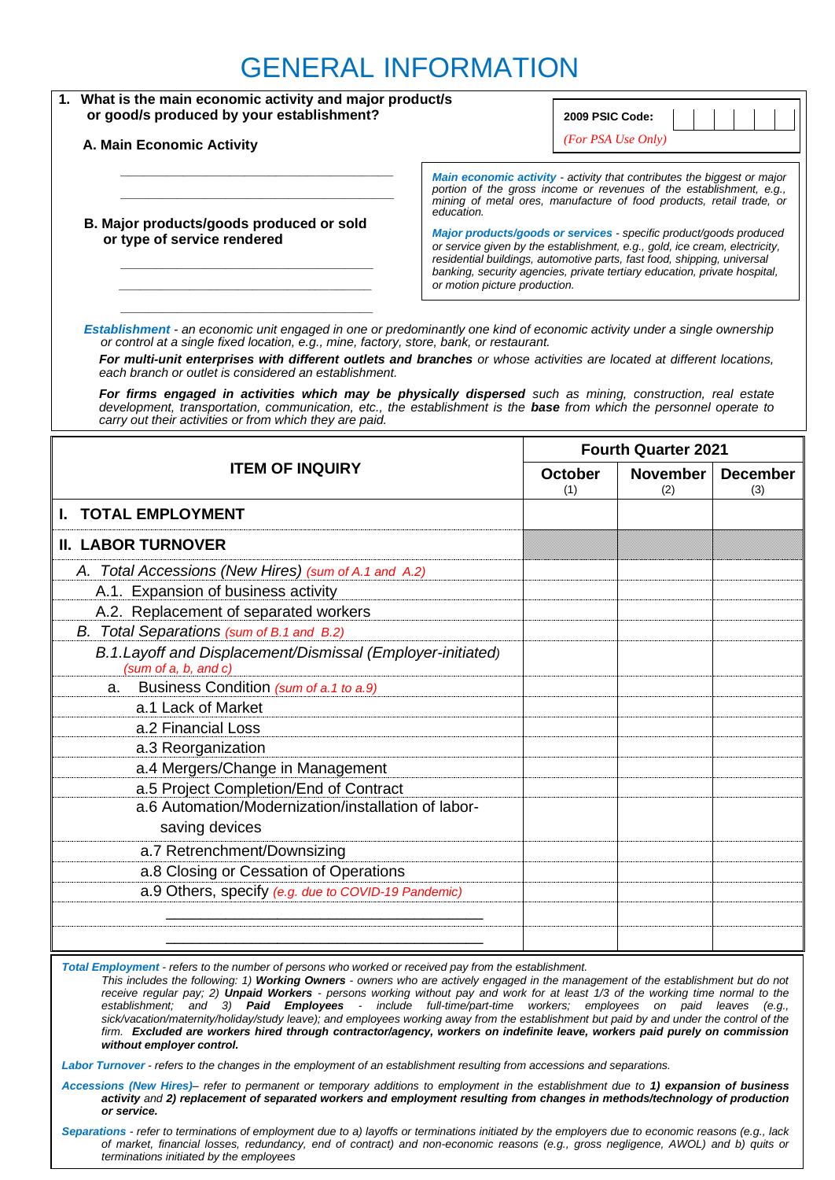# GENERAL INFORMATION

**1. What is the main economic activity and major product/s or good/s produced by your establishment?**

**2009 PSIC Code:** | | | | | |

*(For PSA Use Only)*

**A. Main Economic Activity**

\_\_\_\_\_\_\_\_\_\_\_\_\_\_\_\_\_\_\_\_\_\_\_\_\_\_\_\_\_\_\_\_\_\_\_\_\_\_

\_\_\_\_\_\_\_\_\_\_\_\_\_\_\_\_\_\_\_\_\_\_\_\_\_\_\_\_\_\_\_\_\_\_\_\_\_\_

**B. Major products/goods produced or sold or type of service rendered**

\_\_\_\_\_\_\_\_\_\_\_\_\_\_\_\_\_\_\_\_\_\_\_\_\_\_\_\_\_\_\_\_\_\_\_\_\_\_

\_\_\_\_\_\_\_\_\_\_\_\_\_\_\_\_\_\_\_\_\_\_\_\_\_\_\_\_\_\_\_\_\_\_\_\_\_\_

\_\_\_\_\_\_\_\_\_\_\_\_\_\_\_\_\_\_\_\_\_\_\_\_\_\_\_\_\_\_\_\_\_\_\_\_\_\_

***Main economic activity*** *- activity that contributes the biggest or major portion of the gross income or revenues of the establishment, e.g., mining of metal ores, manufacture of food products, retail trade, or education.*

***Major products/goods or services*** *- specific product/goods produced or service given by the establishment, e.g., gold, ice cream, electricity, residential buildings, automotive parts, fast food, shipping, universal banking, security agencies, private tertiary education, private hospital, or motion picture production.*

***Establishment*** *- an economic unit engaged in one or predominantly one kind of economic activity under a single ownership or control at a single fixed location, e.g., mine, factory, store, bank, or restaurant.*

***For multi-unit enterprises with different outlets and branches*** *or whose activities are located at different locations, each branch or outlet is considered an establishment.*

***For firms engaged in activities which may be physically dispersed*** *such as mining, construction, real estate development, transportation, communication, etc., the establishment is the* ***base*** *from which the personnel operate to carry out their activities or from which they are paid.*

| ITEM OF INQUIRY | Fourth Quarter 2021 | | |
|---|---|---|---|
| | **October** (1) | **November** (2) | **December** (3) |
| **I. TOTAL EMPLOYMENT** | | | |
| **II. LABOR TURNOVER** | | | |
| *A. Total Accessions (New Hires)* *(sum of A.1 and A.2)* | | | |
| A.1. Expansion of business activity | | | |
| A.2. Replacement of separated workers | | | |
| *B. Total Separations* *(sum of B.1 and B.2)* | | | |
| *B.1. Layoff and Displacement/Dismissal (Employer-initiated)* *(sum of a, b, and c)* | | | |
| a. Business Condition *(sum of a.1 to a.9)* | | | |
| a.1 Lack of Market | | | |
| a.2 Financial Loss | | | |
| a.3 Reorganization | | | |
| a.4 Mergers/Change in Management | | | |
| a.5 Project Completion/End of Contract | | | |
| a.6 Automation/Modernization/installation of labor-saving devices | | | |
| a.7 Retrenchment/Downsizing | | | |
| a.8 Closing or Cessation of Operations | | | |
| a.9 Others, specify *(e.g. due to COVID-19 Pandemic)* | | | |
| \_\_\_\_\_\_\_\_\_\_\_\_\_\_\_\_\_\_\_\_\_\_\_\_\_\_\_\_\_\_\_\_\_\_ | | | |
| \_\_\_\_\_\_\_\_\_\_\_\_\_\_\_\_\_\_\_\_\_\_\_\_\_\_\_\_\_\_\_\_\_\_ | | | |

***Total Employment*** *- refers to the number of persons who worked or received pay from the establishment. This includes the following: 1)* ***Working Owners*** *- owners who are actively engaged in the management of the establishment but do not receive regular pay; 2)* ***Unpaid Workers*** *- persons working without pay and work for at least 1/3 of the working time normal to the establishment; and 3)* ***Paid Employees*** *- include full-time/part-time workers; employees on paid leaves (e.g., sick/vacation/maternity/holiday/study leave); and employees working away from the establishment but paid by and under the control of the firm.* ***Excluded are workers hired through contractor/agency, workers on indefinite leave, workers paid purely on commission without employer control.***

***Labor Turnover*** *- refers to the changes in the employment of an establishment resulting from accessions and separations.*

***Accessions (New Hires)*** *– refer to permanent or temporary additions to employment in the establishment due to* ***1) expansion of business activity*** *and* ***2) replacement of separated workers and employment resulting from changes in methods/technology of production or service.***

***Separations*** *- refer to terminations of employment due to a) layoffs or terminations initiated by the employers due to economic reasons (e.g., lack of market, financial losses, redundancy, end of contract) and non-economic reasons (e.g., gross negligence, AWOL) and b) quits or terminations initiated by the employees*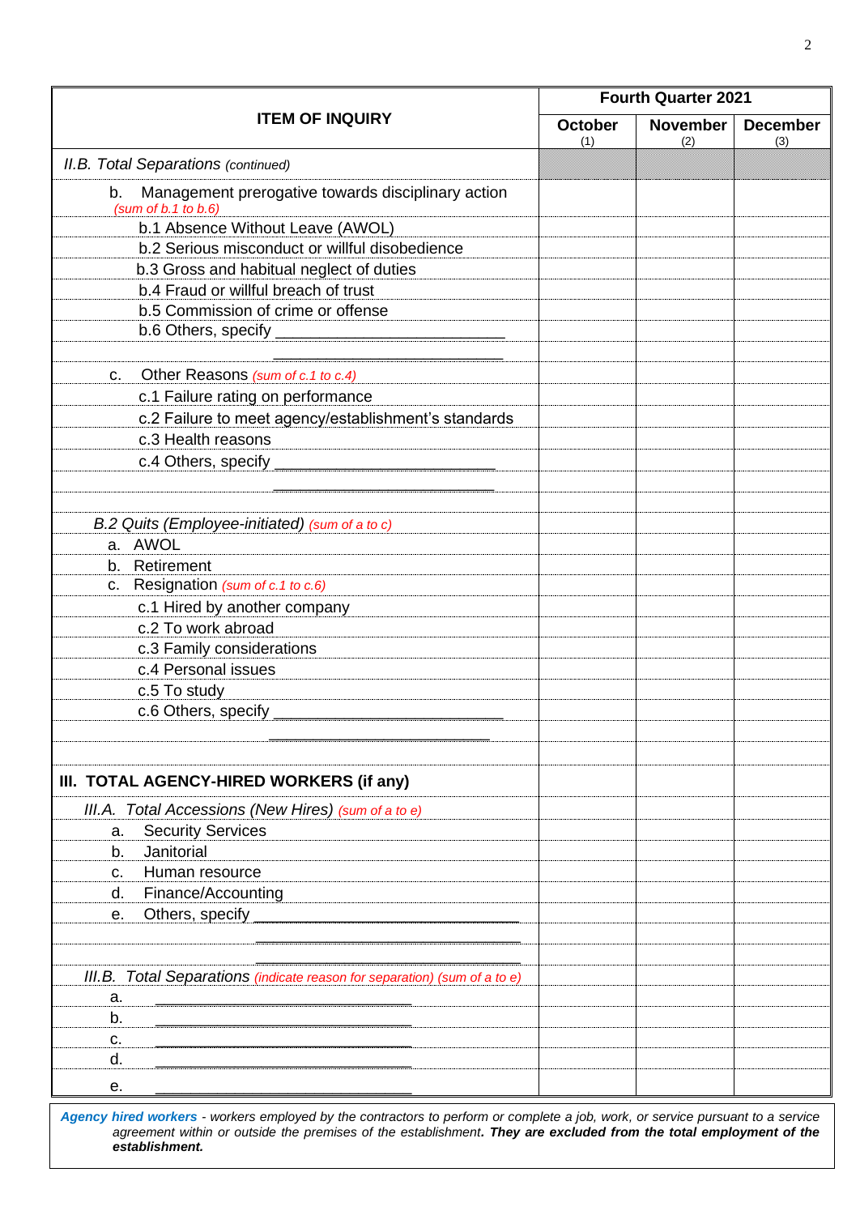| ITEM OF INQUIRY | Fourth Quarter 2021 | | |
|---|---|---|---|
| | October (1) | November (2) | December (3) |
| *II.B. Total Separations (continued)* | | | |
| b. Management prerogative towards disciplinary action *(sum of b.1 to b.6)* | | | |
| b.1 Absence Without Leave (AWOL) | | | |
| b.2 Serious misconduct or willful disobedience | | | |
| b.3 Gross and habitual neglect of duties | | | |
| b.4 Fraud or willful breach of trust | | | |
| b.5 Commission of crime or offense | | | |
| b.6 Others, specify ___________________________ | | | |
| ___________________________ | | | |
| c. Other Reasons *(sum of c.1 to c.4)* | | | |
| c.1 Failure rating on performance | | | |
| c.2 Failure to meet agency/establishment's standards | | | |
| c.3 Health reasons | | | |
| c.4 Others, specify ___________________________ | | | |
| ___________________________ | | | |
| | | | |
| *B.2 Quits (Employee-initiated) (sum of a to c)* | | | |
| a. AWOL | | | |
| b. Retirement | | | |
| c. Resignation *(sum of c.1 to c.6)* | | | |
| c.1 Hired by another company | | | |
| c.2 To work abroad | | | |
| c.3 Family considerations | | | |
| c.4 Personal issues | | | |
| c.5 To study | | | |
| c.6 Others, specify ___________________________ | | | |
| ___________________________ | | | |
| | | | |
| **III. TOTAL AGENCY-HIRED WORKERS (if any)** | | | |
| *III.A. Total Accessions (New Hires) (sum of a to e)* | | | |
| a. Security Services | | | |
| b. Janitorial | | | |
| c. Human resource | | | |
| d. Finance/Accounting | | | |
| e. Others, specify ___________________________ | | | |
| ___________________________ | | | |
| ___________________________ | | | |
| *III.B. Total Separations (indicate reason for separation) (sum of a to e)* | | | |
| a. ___________________________ | | | |
| b. ___________________________ | | | |
| c. ___________________________ | | | |
| d. ___________________________ | | | |
| e. ___________________________ | | | |

***Agency hired workers*** *- workers employed by the contractors to perform or complete a job, work, or service pursuant to a service agreement within or outside the premises of the establishment.* ***They are excluded from the total employment of the establishment.***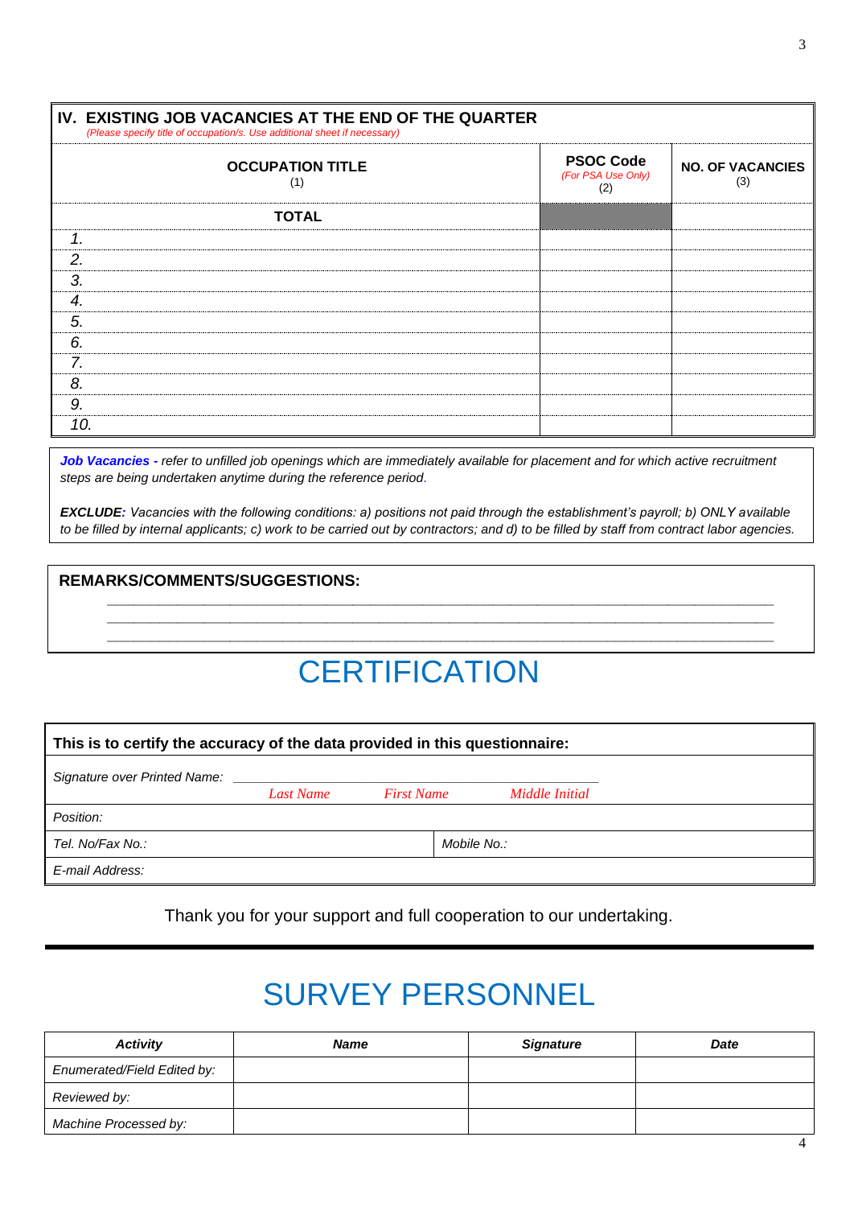## IV. EXISTING JOB VACANCIES AT THE END OF THE QUARTER

*(Please specify title of occupation/s. Use additional sheet if necessary)*

| OCCUPATION TITLE (1) | PSOC Code (For PSA Use Only) (2) | NO. OF VACANCIES (3) |
|---|---|---|
| **TOTAL** | | |
| 1. | | |
| 2. | | |
| 3. | | |
| 4. | | |
| 5. | | |
| 6. | | |
| 7. | | |
| 8. | | |
| 9. | | |
| 10. | | |

***Job Vacancies -*** *refer to unfilled job openings which are immediately available for placement and for which active recruitment steps are being undertaken anytime during the reference period.*

***EXCLUDE:*** *Vacancies with the following conditions: a) positions not paid through the establishment's payroll; b) ONLY available to be filled by internal applicants; c) work to be carried out by contractors; and d) to be filled by staff from contract labor agencies.*

**REMARKS/COMMENTS/SUGGESTIONS:**

______________________________________________________________________

______________________________________________________________________

______________________________________________________________________

# CERTIFICATION

**This is to certify the accuracy of the data provided in this questionnaire:**

| | |
|---|---|
| *Signature over Printed Name:* ______________________ *Last Name* *First Name* *Middle Initial* | |
| *Position:* | |
| *Tel. No/Fax No.:* | *Mobile No.:* |
| *E-mail Address:* | |

Thank you for your support and full cooperation to our undertaking.

# SURVEY PERSONNEL

| *Activity* | *Name* | *Signature* | *Date* |
|---|---|---|---|
| *Enumerated/Field Edited by:* | | | |
| *Reviewed by:* | | | |
| *Machine Processed by:* | | | |